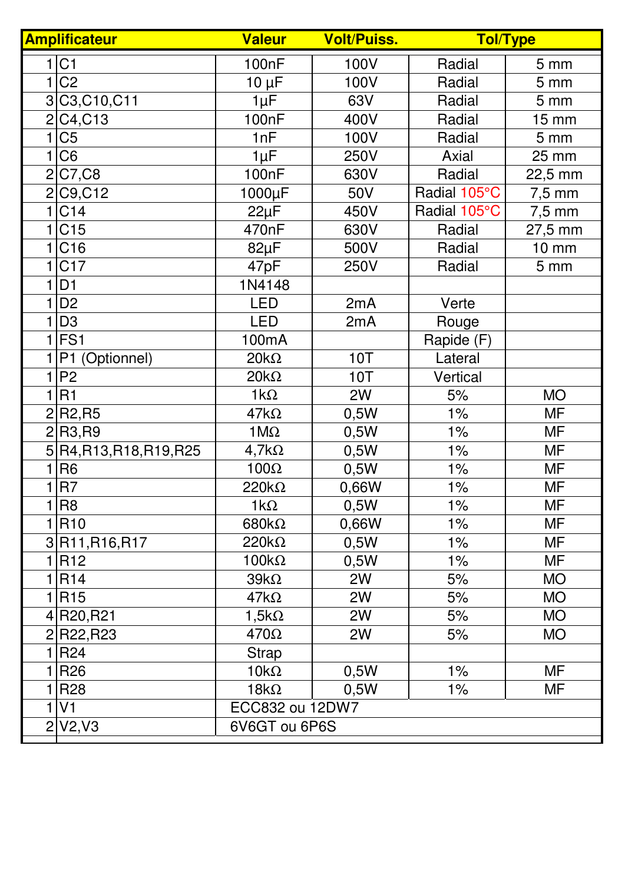| | Amplificateur | Valeur | Volt/Puiss. | Tol/Type | |
|---|---|---|---|---|---|
| 1 | C1 | 100nF | 100V | Radial | 5 mm |
| 1 | C2 | 10 µF | 100V | Radial | 5 mm |
| 3 | C3,C10,C11 | 1µF | 63V | Radial | 5 mm |
| 2 | C4,C13 | 100nF | 400V | Radial | 15 mm |
| 1 | C5 | 1nF | 100V | Radial | 5 mm |
| 1 | C6 | 1µF | 250V | Axial | 25 mm |
| 2 | C7,C8 | 100nF | 630V | Radial | 22,5 mm |
| 2 | C9,C12 | 1000µF | 50V | Radial 105°C | 7,5 mm |
| 1 | C14 | 22µF | 450V | Radial 105°C | 7,5 mm |
| 1 | C15 | 470nF | 630V | Radial | 27,5 mm |
| 1 | C16 | 82µF | 500V | Radial | 10 mm |
| 1 | C17 | 47pF | 250V | Radial | 5 mm |
| 1 | D1 | 1N4148 | | | |
| 1 | D2 | LED | 2mA | Verte | |
| 1 | D3 | LED | 2mA | Rouge | |
| 1 | FS1 | 100mA | | Rapide (F) | |
| 1 | P1 (Optionnel) | 20kΩ | 10T | Lateral | |
| 1 | P2 | 20kΩ | 10T | Vertical | |
| 1 | R1 | 1kΩ | 2W | 5% | MO |
| 2 | R2,R5 | 47kΩ | 0,5W | 1% | MF |
| 2 | R3,R9 | 1MΩ | 0,5W | 1% | MF |
| 5 | R4,R13,R18,R19,R25 | 4,7kΩ | 0,5W | 1% | MF |
| 1 | R6 | 100Ω | 0,5W | 1% | MF |
| 1 | R7 | 220kΩ | 0,66W | 1% | MF |
| 1 | R8 | 1kΩ | 0,5W | 1% | MF |
| 1 | R10 | 680kΩ | 0,66W | 1% | MF |
| 3 | R11,R16,R17 | 220kΩ | 0,5W | 1% | MF |
| 1 | R12 | 100kΩ | 0,5W | 1% | MF |
| 1 | R14 | 39kΩ | 2W | 5% | MO |
| 1 | R15 | 47kΩ | 2W | 5% | MO |
| 4 | R20,R21 | 1,5kΩ | 2W | 5% | MO |
| 2 | R22,R23 | 470Ω | 2W | 5% | MO |
| 1 | R24 | Strap | | | |
| 1 | R26 | 10kΩ | 0,5W | 1% | MF |
| 1 | R28 | 18kΩ | 0,5W | 1% | MF |
| 1 | V1 | ECC832 ou 12DW7 | | | |
| 2 | V2,V3 | 6V6GT ou 6P6S | | | |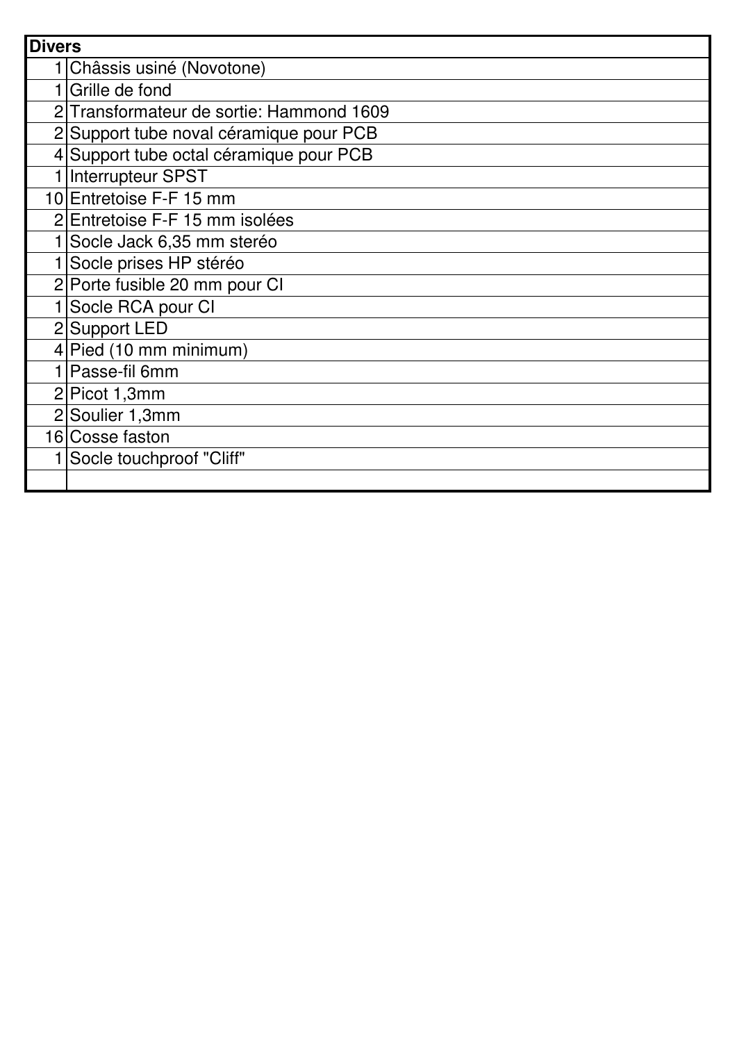| Divers | |
|---|---|
| 1 | Châssis usiné (Novotone) |
| 1 | Grille de fond |
| 2 | Transformateur de sortie: Hammond 1609 |
| 2 | Support tube noval céramique pour PCB |
| 4 | Support tube octal céramique pour PCB |
| 1 | Interrupteur SPST |
| 10 | Entretoise F-F 15 mm |
| 2 | Entretoise F-F 15 mm isolées |
| 1 | Socle Jack 6,35 mm steréo |
| 1 | Socle prises HP stéréo |
| 2 | Porte fusible 20 mm pour CI |
| 1 | Socle RCA pour CI |
| 2 | Support LED |
| 4 | Pied (10 mm minimum) |
| 1 | Passe-fil 6mm |
| 2 | Picot 1,3mm |
| 2 | Soulier 1,3mm |
| 16 | Cosse faston |
| 1 | Socle touchproof "Cliff" |
| | |